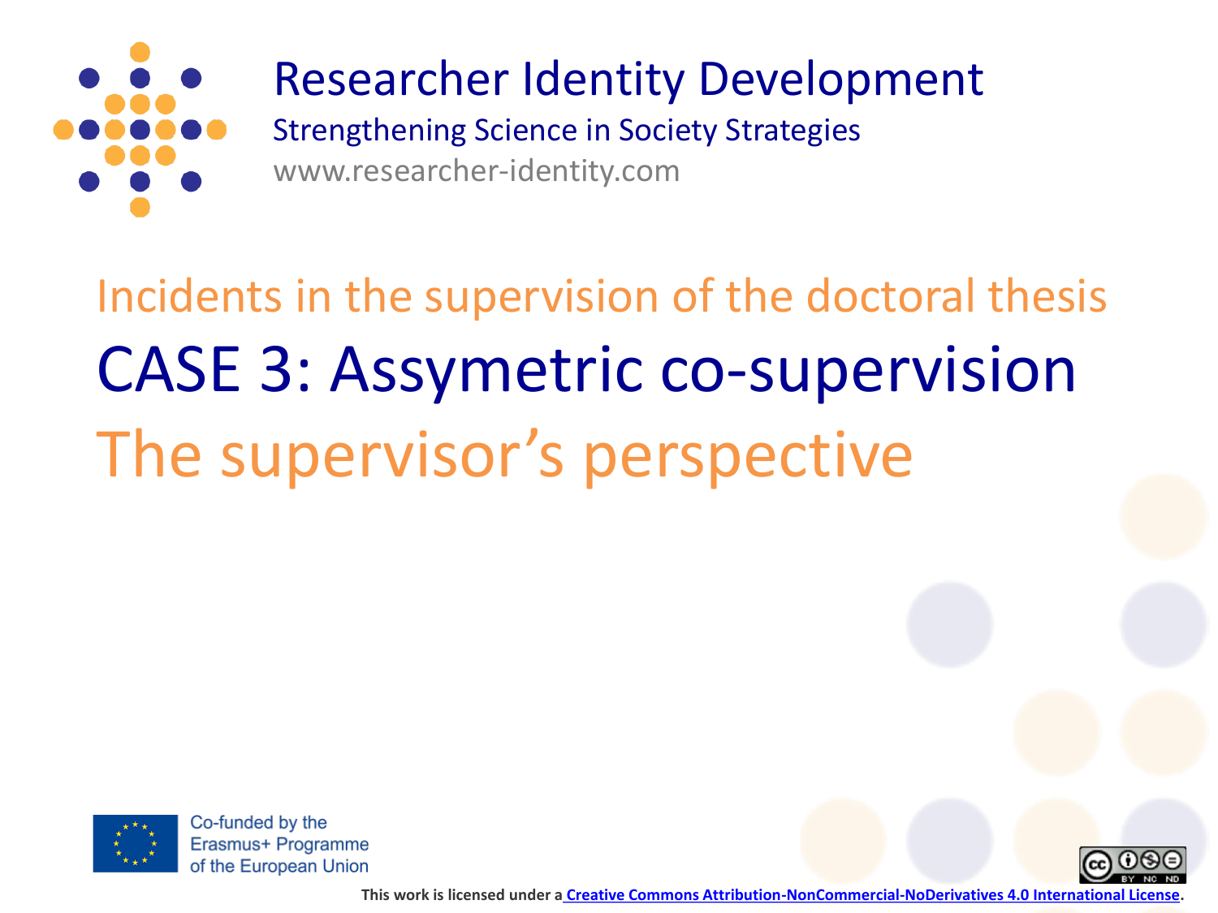# Researcher Identity Development

Strengthening Science in Society Strategies

www.researcher-identity.com

## Incidents in the supervision of the doctoral thesis

# CASE 3: Assymetric co-supervision

## The supervisor's perspective

Co-funded by the Erasmus+ Programme of the European Union

This work is licensed under a [Creative Commons Attribution-NonCommercial-NoDerivatives 4.0 International License](https://creativecommons.org/licenses/by-nc-nd/4.0/).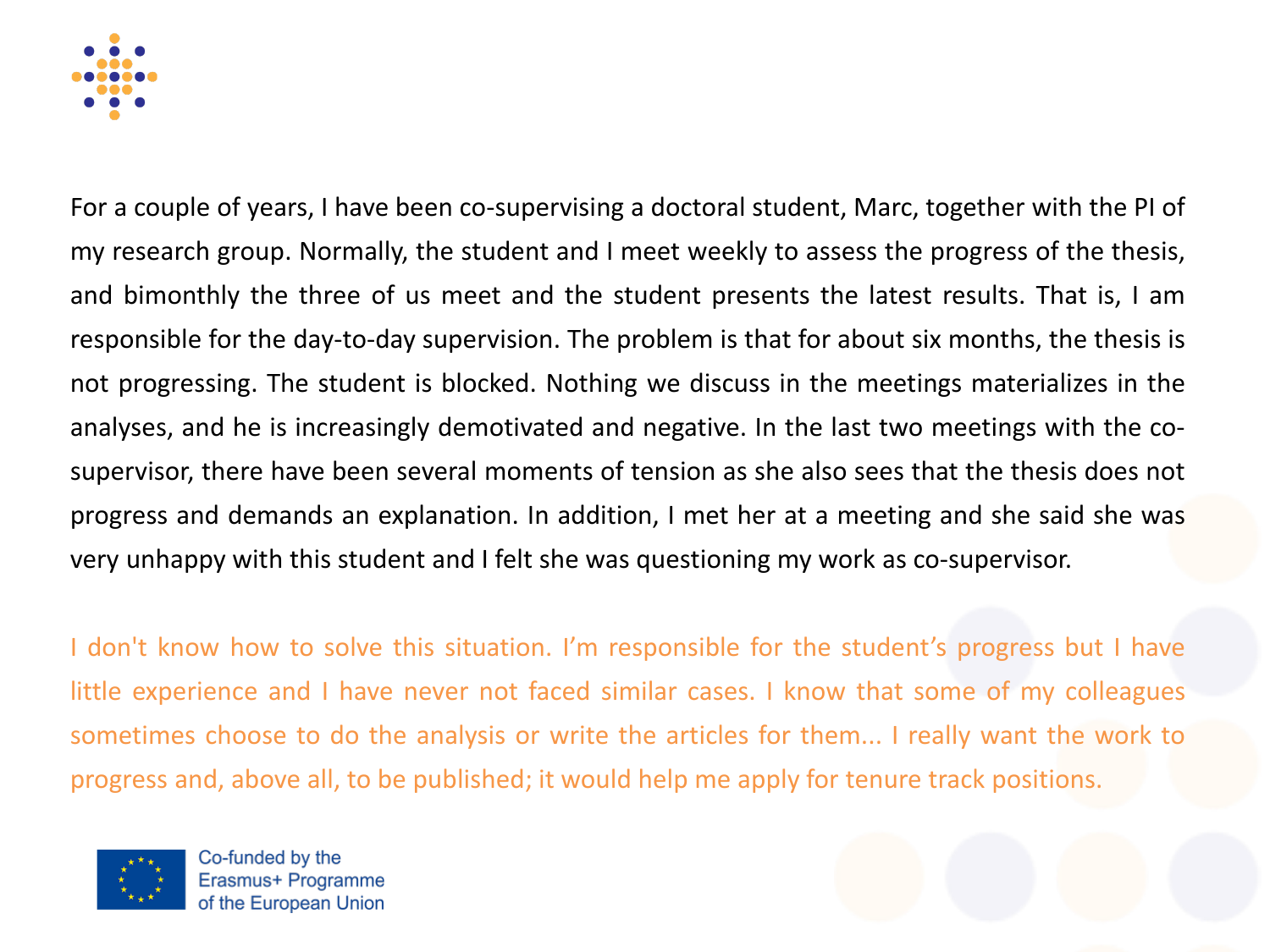For a couple of years, I have been co-supervising a doctoral student, Marc, together with the PI of my research group. Normally, the student and I meet weekly to assess the progress of the thesis, and bimonthly the three of us meet and the student presents the latest results. That is, I am responsible for the day-to-day supervision. The problem is that for about six months, the thesis is not progressing. The student is blocked. Nothing we discuss in the meetings materializes in the analyses, and he is increasingly demotivated and negative. In the last two meetings with the co-supervisor, there have been several moments of tension as she also sees that the thesis does not progress and demands an explanation. In addition, I met her at a meeting and she said she was very unhappy with this student and I felt she was questioning my work as co-supervisor.

I don't know how to solve this situation. I'm responsible for the student's progress but I have little experience and I have never not faced similar cases. I know that some of my colleagues sometimes choose to do the analysis or write the articles for them... I really want the work to progress and, above all, to be published; it would help me apply for tenure track positions.

Co-funded by the Erasmus+ Programme of the European Union